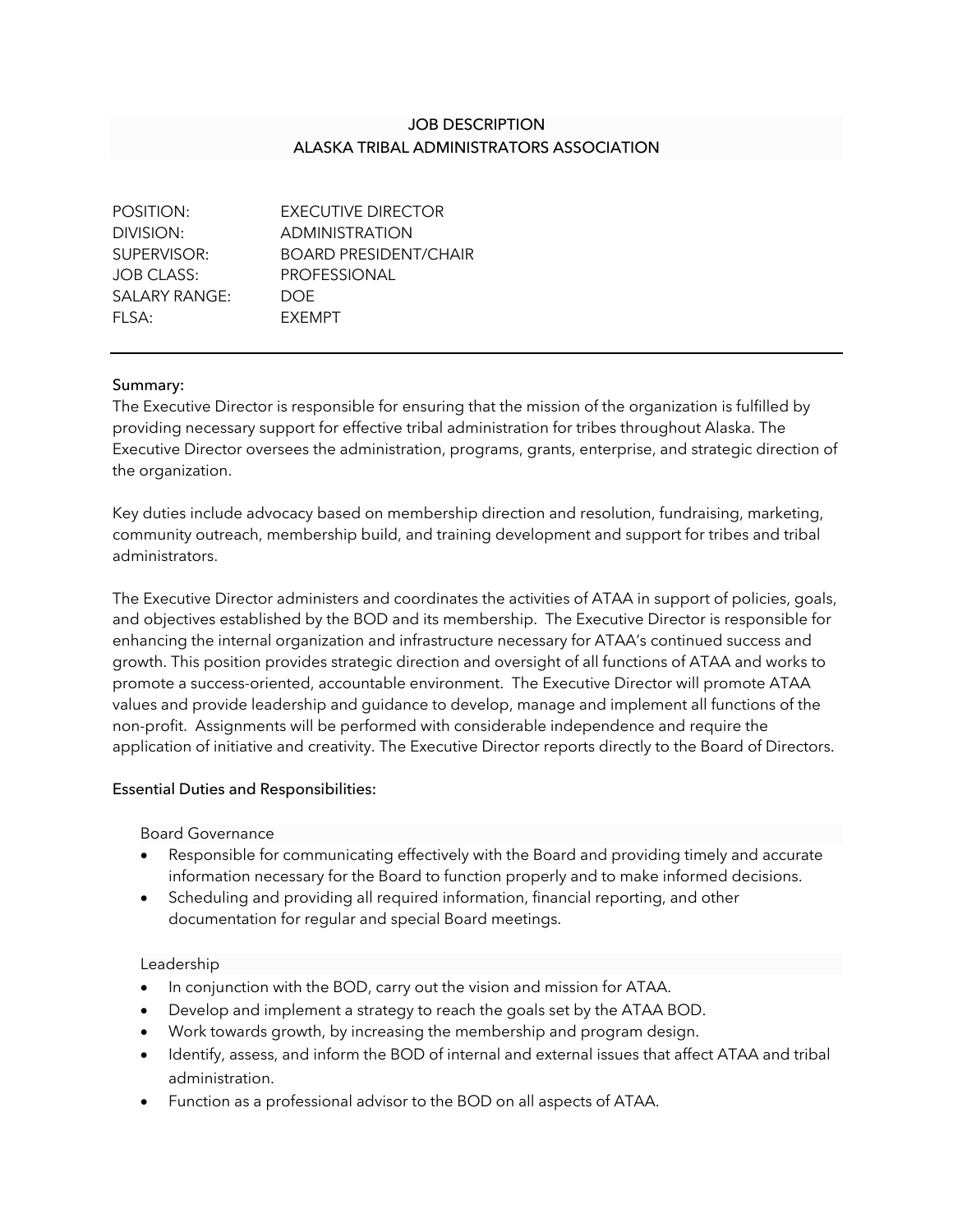# JOB DESCRIPTION
# ALASKA TRIBAL ADMINISTRATORS ASSOCIATION

| | |
|---|---|
| POSITION: | EXECUTIVE DIRECTOR |
| DIVISION: | ADMINISTRATION |
| SUPERVISOR: | BOARD PRESIDENT/CHAIR |
| JOB CLASS: | PROFESSIONAL |
| SALARY RANGE: | DOE |
| FLSA: | EXEMPT |

---

## Summary:

The Executive Director is responsible for ensuring that the mission of the organization is fulfilled by providing necessary support for effective tribal administration for tribes throughout Alaska. The Executive Director oversees the administration, programs, grants, enterprise, and strategic direction of the organization.

Key duties include advocacy based on membership direction and resolution, fundraising, marketing, community outreach, membership build, and training development and support for tribes and tribal administrators.

The Executive Director administers and coordinates the activities of ATAA in support of policies, goals, and objectives established by the BOD and its membership. The Executive Director is responsible for enhancing the internal organization and infrastructure necessary for ATAA's continued success and growth. This position provides strategic direction and oversight of all functions of ATAA and works to promote a success-oriented, accountable environment. The Executive Director will promote ATAA values and provide leadership and guidance to develop, manage and implement all functions of the non-profit. Assignments will be performed with considerable independence and require the application of initiative and creativity. The Executive Director reports directly to the Board of Directors.

## Essential Duties and Responsibilities:

### Board Governance

- Responsible for communicating effectively with the Board and providing timely and accurate information necessary for the Board to function properly and to make informed decisions.
- Scheduling and providing all required information, financial reporting, and other documentation for regular and special Board meetings.

### Leadership

- In conjunction with the BOD, carry out the vision and mission for ATAA.
- Develop and implement a strategy to reach the goals set by the ATAA BOD.
- Work towards growth, by increasing the membership and program design.
- Identify, assess, and inform the BOD of internal and external issues that affect ATAA and tribal administration.
- Function as a professional advisor to the BOD on all aspects of ATAA.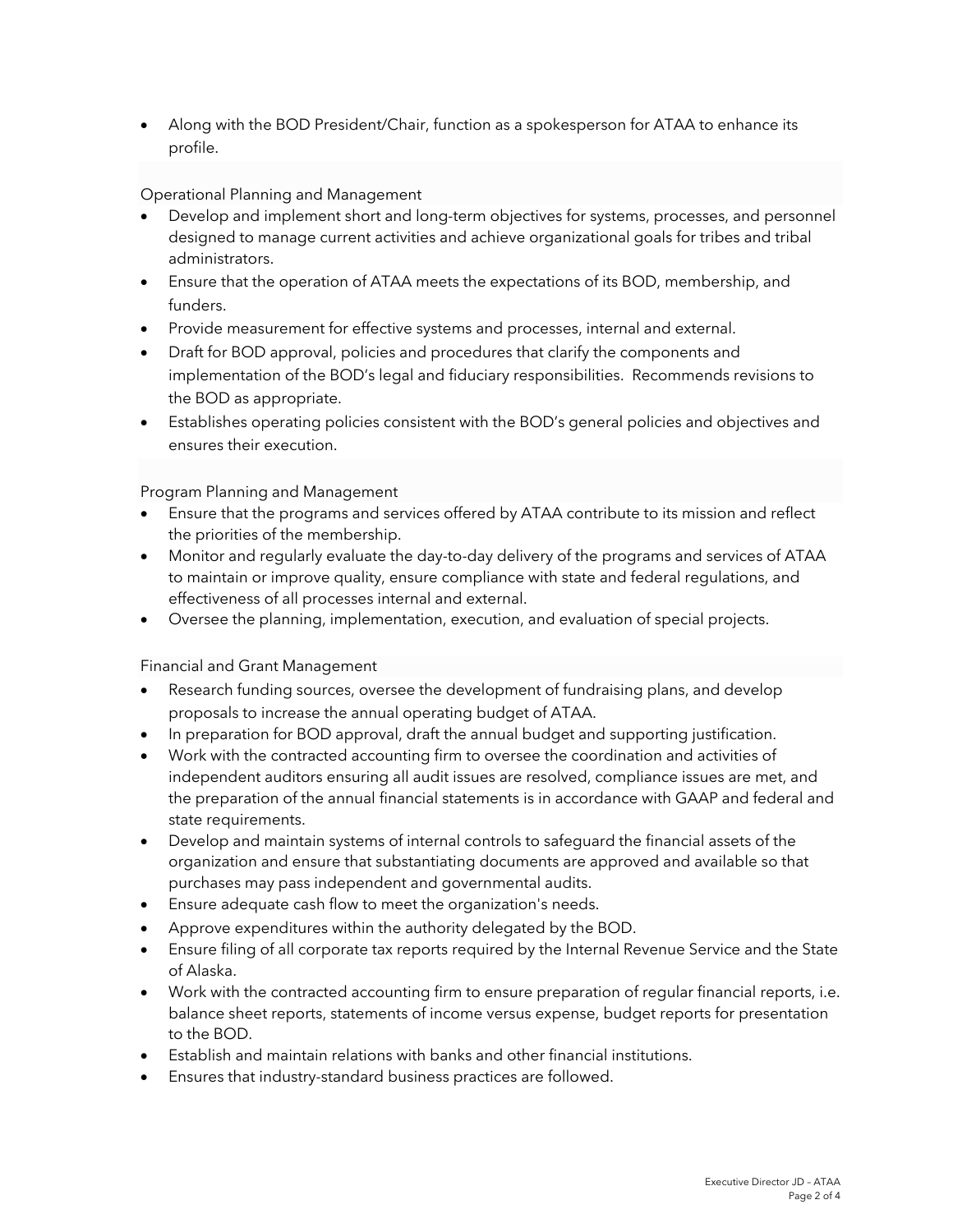- Along with the BOD President/Chair, function as a spokesperson for ATAA to enhance its profile.

### Operational Planning and Management

- Develop and implement short and long-term objectives for systems, processes, and personnel designed to manage current activities and achieve organizational goals for tribes and tribal administrators.
- Ensure that the operation of ATAA meets the expectations of its BOD, membership, and funders.
- Provide measurement for effective systems and processes, internal and external.
- Draft for BOD approval, policies and procedures that clarify the components and implementation of the BOD's legal and fiduciary responsibilities. Recommends revisions to the BOD as appropriate.
- Establishes operating policies consistent with the BOD's general policies and objectives and ensures their execution.

### Program Planning and Management

- Ensure that the programs and services offered by ATAA contribute to its mission and reflect the priorities of the membership.
- Monitor and regularly evaluate the day-to-day delivery of the programs and services of ATAA to maintain or improve quality, ensure compliance with state and federal regulations, and effectiveness of all processes internal and external.
- Oversee the planning, implementation, execution, and evaluation of special projects.

### Financial and Grant Management

- Research funding sources, oversee the development of fundraising plans, and develop proposals to increase the annual operating budget of ATAA.
- In preparation for BOD approval, draft the annual budget and supporting justification.
- Work with the contracted accounting firm to oversee the coordination and activities of independent auditors ensuring all audit issues are resolved, compliance issues are met, and the preparation of the annual financial statements is in accordance with GAAP and federal and state requirements.
- Develop and maintain systems of internal controls to safeguard the financial assets of the organization and ensure that substantiating documents are approved and available so that purchases may pass independent and governmental audits.
- Ensure adequate cash flow to meet the organization's needs.
- Approve expenditures within the authority delegated by the BOD.
- Ensure filing of all corporate tax reports required by the Internal Revenue Service and the State of Alaska.
- Work with the contracted accounting firm to ensure preparation of regular financial reports, i.e. balance sheet reports, statements of income versus expense, budget reports for presentation to the BOD.
- Establish and maintain relations with banks and other financial institutions.
- Ensures that industry-standard business practices are followed.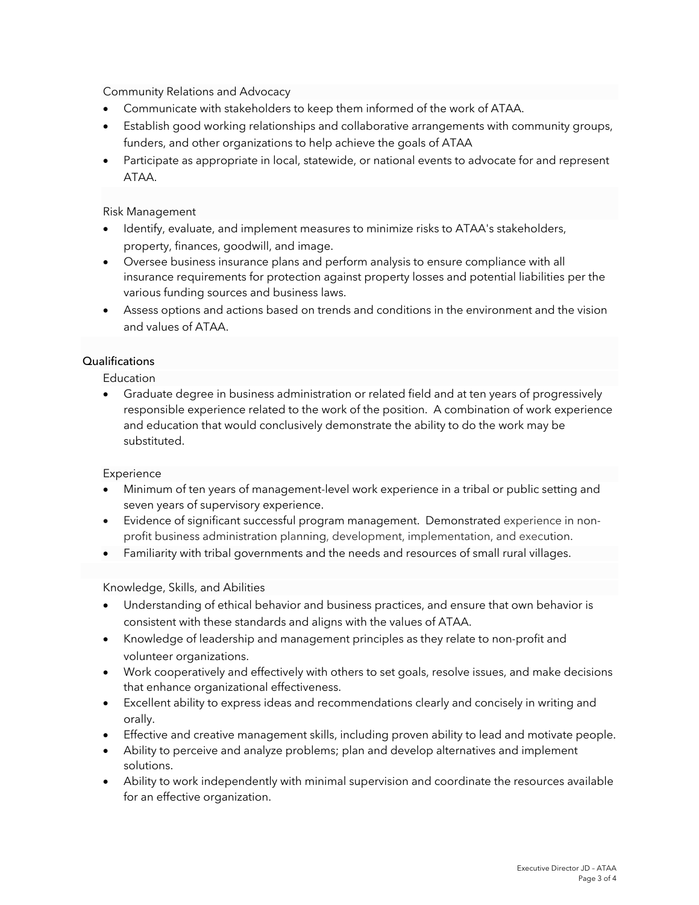### Community Relations and Advocacy

- Communicate with stakeholders to keep them informed of the work of ATAA.
- Establish good working relationships and collaborative arrangements with community groups, funders, and other organizations to help achieve the goals of ATAA
- Participate as appropriate in local, statewide, or national events to advocate for and represent ATAA.

### Risk Management

- Identify, evaluate, and implement measures to minimize risks to ATAA's stakeholders, property, finances, goodwill, and image.
- Oversee business insurance plans and perform analysis to ensure compliance with all insurance requirements for protection against property losses and potential liabilities per the various funding sources and business laws.
- Assess options and actions based on trends and conditions in the environment and the vision and values of ATAA.

## Qualifications

### Education

- Graduate degree in business administration or related field and at ten years of progressively responsible experience related to the work of the position. A combination of work experience and education that would conclusively demonstrate the ability to do the work may be substituted.

### Experience

- Minimum of ten years of management-level work experience in a tribal or public setting and seven years of supervisory experience.
- Evidence of significant successful program management. Demonstrated experience in non-profit business administration planning, development, implementation, and execution.
- Familiarity with tribal governments and the needs and resources of small rural villages.

### Knowledge, Skills, and Abilities

- Understanding of ethical behavior and business practices, and ensure that own behavior is consistent with these standards and aligns with the values of ATAA.
- Knowledge of leadership and management principles as they relate to non-profit and volunteer organizations.
- Work cooperatively and effectively with others to set goals, resolve issues, and make decisions that enhance organizational effectiveness.
- Excellent ability to express ideas and recommendations clearly and concisely in writing and orally.
- Effective and creative management skills, including proven ability to lead and motivate people.
- Ability to perceive and analyze problems; plan and develop alternatives and implement solutions.
- Ability to work independently with minimal supervision and coordinate the resources available for an effective organization.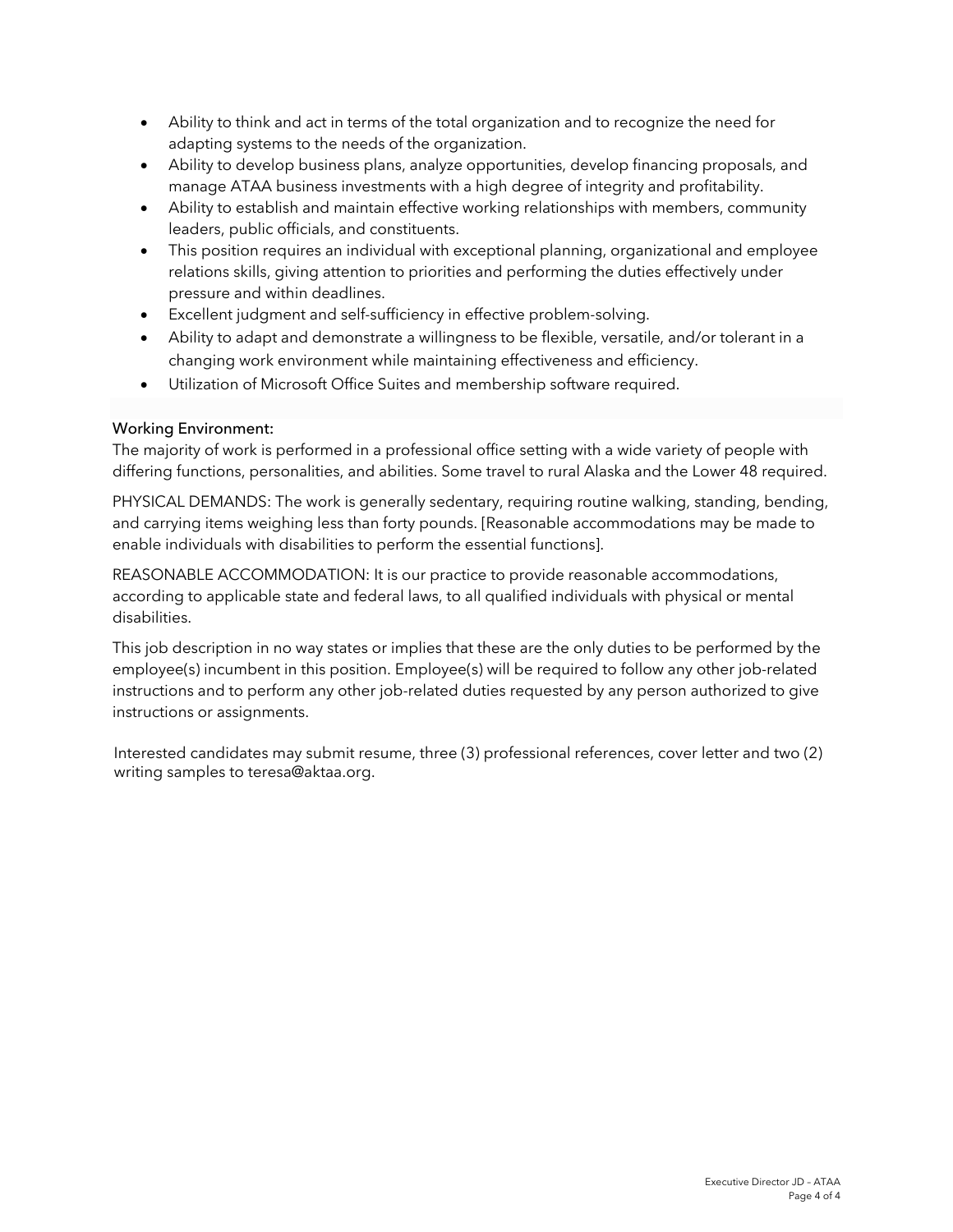- Ability to think and act in terms of the total organization and to recognize the need for adapting systems to the needs of the organization.
- Ability to develop business plans, analyze opportunities, develop financing proposals, and manage ATAA business investments with a high degree of integrity and profitability.
- Ability to establish and maintain effective working relationships with members, community leaders, public officials, and constituents.
- This position requires an individual with exceptional planning, organizational and employee relations skills, giving attention to priorities and performing the duties effectively under pressure and within deadlines.
- Excellent judgment and self-sufficiency in effective problem-solving.
- Ability to adapt and demonstrate a willingness to be flexible, versatile, and/or tolerant in a changing work environment while maintaining effectiveness and efficiency.
- Utilization of Microsoft Office Suites and membership software required.

Working Environment:

The majority of work is performed in a professional office setting with a wide variety of people with differing functions, personalities, and abilities. Some travel to rural Alaska and the Lower 48 required.

PHYSICAL DEMANDS: The work is generally sedentary, requiring routine walking, standing, bending, and carrying items weighing less than forty pounds. [Reasonable accommodations may be made to enable individuals with disabilities to perform the essential functions].

REASONABLE ACCOMMODATION: It is our practice to provide reasonable accommodations, according to applicable state and federal laws, to all qualified individuals with physical or mental disabilities.

This job description in no way states or implies that these are the only duties to be performed by the employee(s) incumbent in this position. Employee(s) will be required to follow any other job-related instructions and to perform any other job-related duties requested by any person authorized to give instructions or assignments.

Interested candidates may submit resume, three (3) professional references, cover letter and two (2) writing samples to teresa@aktaa.org.